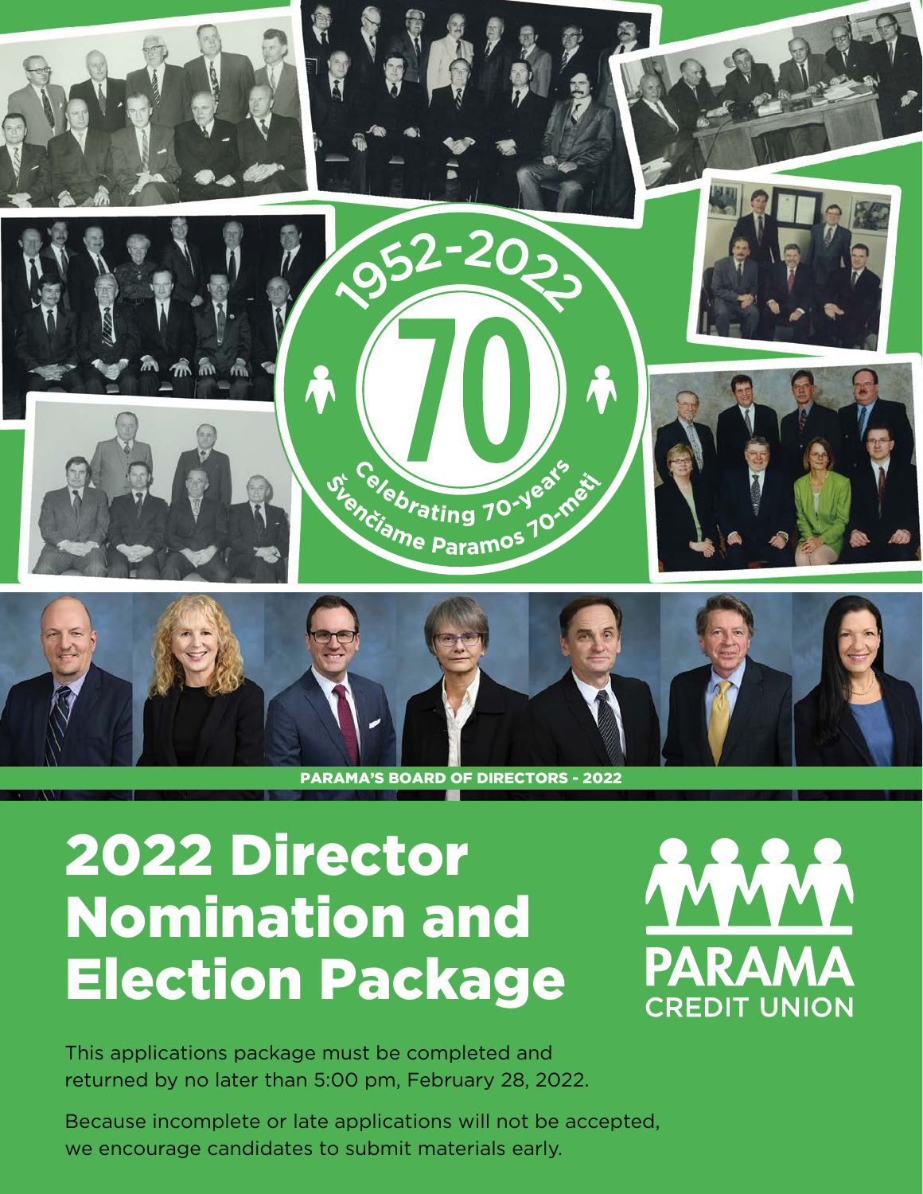1952-2022

70

Celebrating 70-years

Švenčiame Paramos 70-metį

PARAMA'S BOARD OF DIRECTORS - 2022

# 2022 Director Nomination and Election Package

PARAMA CREDIT UNION

This applications package must be completed and returned by no later than 5:00 pm, February 28, 2022.

Because incomplete or late applications will not be accepted, we encourage candidates to submit materials early.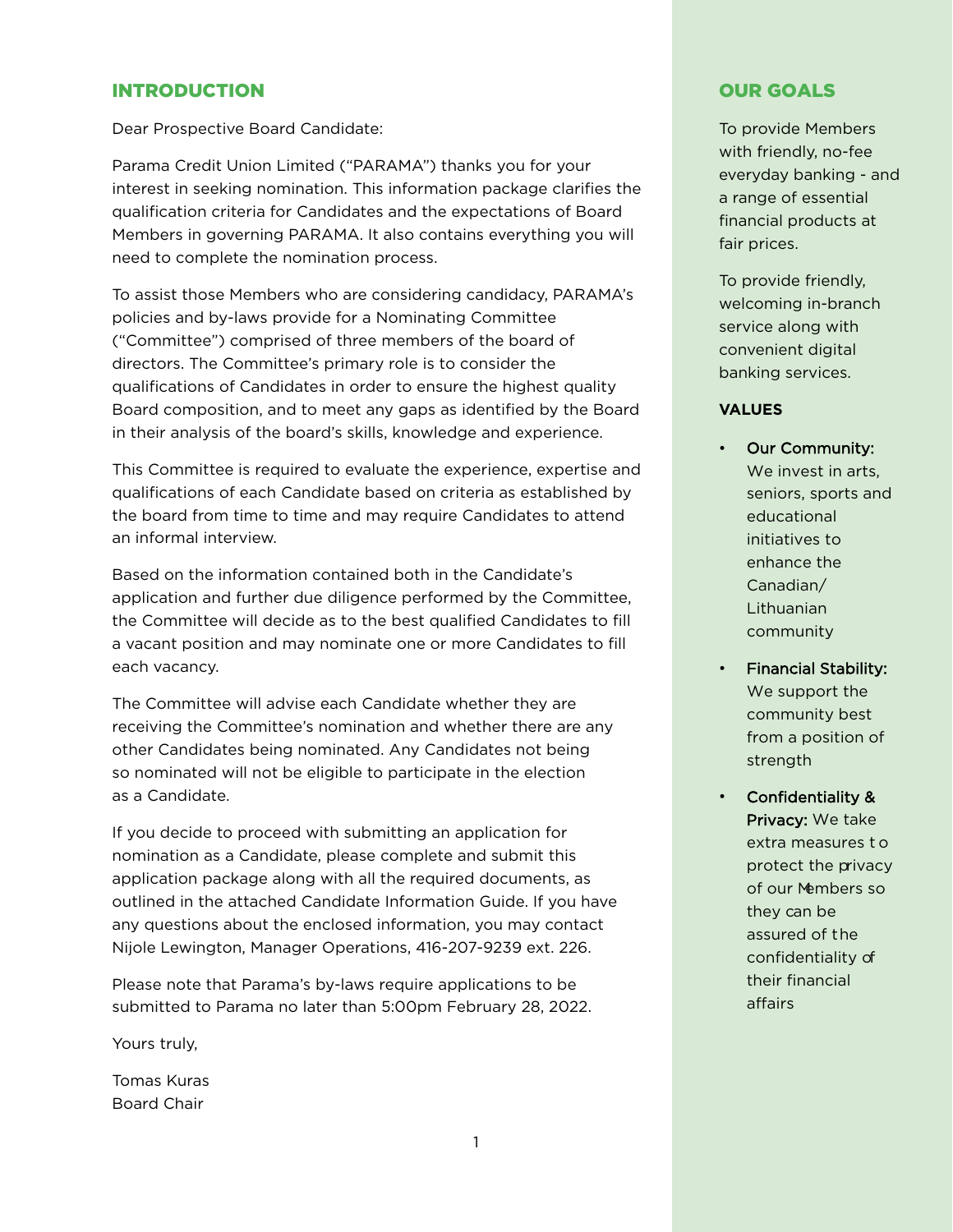## INTRODUCTION

Dear Prospective Board Candidate:

Parama Credit Union Limited ("PARAMA") thanks you for your interest in seeking nomination. This information package clarifies the qualification criteria for Candidates and the expectations of Board Members in governing PARAMA. It also contains everything you will need to complete the nomination process.

To assist those Members who are considering candidacy, PARAMA's policies and by-laws provide for a Nominating Committee ("Committee") comprised of three members of the board of directors. The Committee's primary role is to consider the qualifications of Candidates in order to ensure the highest quality Board composition, and to meet any gaps as identified by the Board in their analysis of the board's skills, knowledge and experience.

This Committee is required to evaluate the experience, expertise and qualifications of each Candidate based on criteria as established by the board from time to time and may require Candidates to attend an informal interview.

Based on the information contained both in the Candidate's application and further due diligence performed by the Committee, the Committee will decide as to the best qualified Candidates to fill a vacant position and may nominate one or more Candidates to fill each vacancy.

The Committee will advise each Candidate whether they are receiving the Committee's nomination and whether there are any other Candidates being nominated. Any Candidates not being so nominated will not be eligible to participate in the election as a Candidate.

If you decide to proceed with submitting an application for nomination as a Candidate, please complete and submit this application package along with all the required documents, as outlined in the attached Candidate Information Guide. If you have any questions about the enclosed information, you may contact Nijole Lewington, Manager Operations, 416-207-9239 ext. 226.

Please note that Parama's by-laws require applications to be submitted to Parama no later than 5:00pm February 28, 2022.

Yours truly,

Tomas Kuras
Board Chair

## OUR GOALS

To provide Members with friendly, no-fee everyday banking - and a range of essential financial products at fair prices.

To provide friendly, welcoming in-branch service along with convenient digital banking services.

**VALUES**

- Our Community: We invest in arts, seniors, sports and educational initiatives to enhance the Canadian/ Lithuanian community
- Financial Stability: We support the community best from a position of strength
- Confidentiality & Privacy: We take extra measures to protect the privacy of our Members so they can be assured of the confidentiality of their financial affairs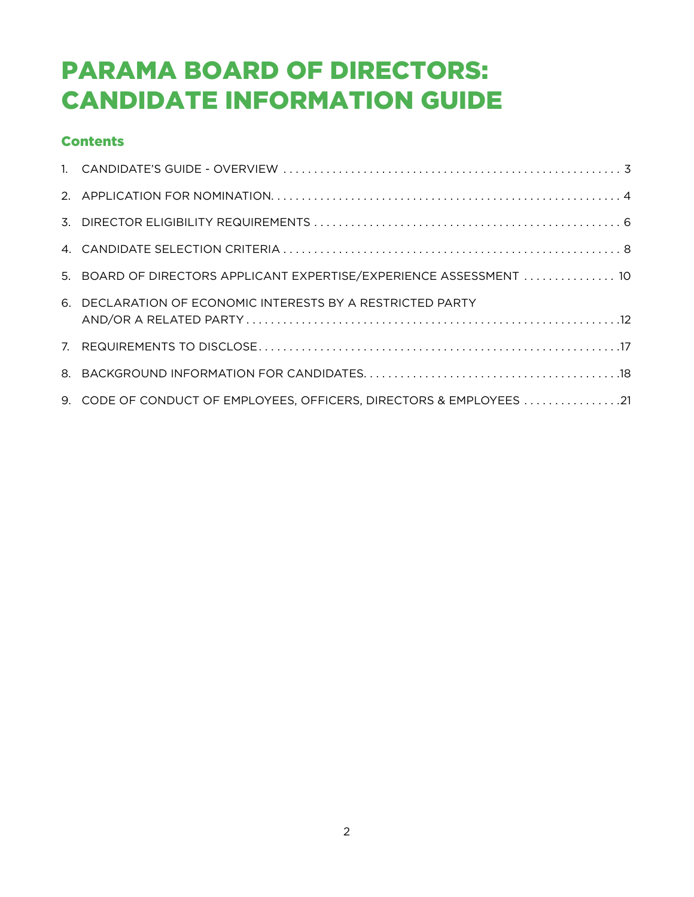# PARAMA BOARD OF DIRECTORS: CANDIDATE INFORMATION GUIDE

## Contents

1. CANDIDATE'S GUIDE - OVERVIEW . . . . . . . . . . 3
2. APPLICATION FOR NOMINATION. . . . . . . . . . 4
3. DIRECTOR ELIGIBILITY REQUIREMENTS . . . . . . . . . . 6
4. CANDIDATE SELECTION CRITERIA . . . . . . . . . . 8
5. BOARD OF DIRECTORS APPLICANT EXPERTISE/EXPERIENCE ASSESSMENT . . . . . . . . . . 10
6. DECLARATION OF ECONOMIC INTERESTS BY A RESTRICTED PARTY AND/OR A RELATED PARTY . . . . . . . . . . 12
7. REQUIREMENTS TO DISCLOSE. . . . . . . . . . 17
8. BACKGROUND INFORMATION FOR CANDIDATES. . . . . . . . . . 18
9. CODE OF CONDUCT OF EMPLOYEES, OFFICERS, DIRECTORS & EMPLOYEES . . . . . . . . . . 21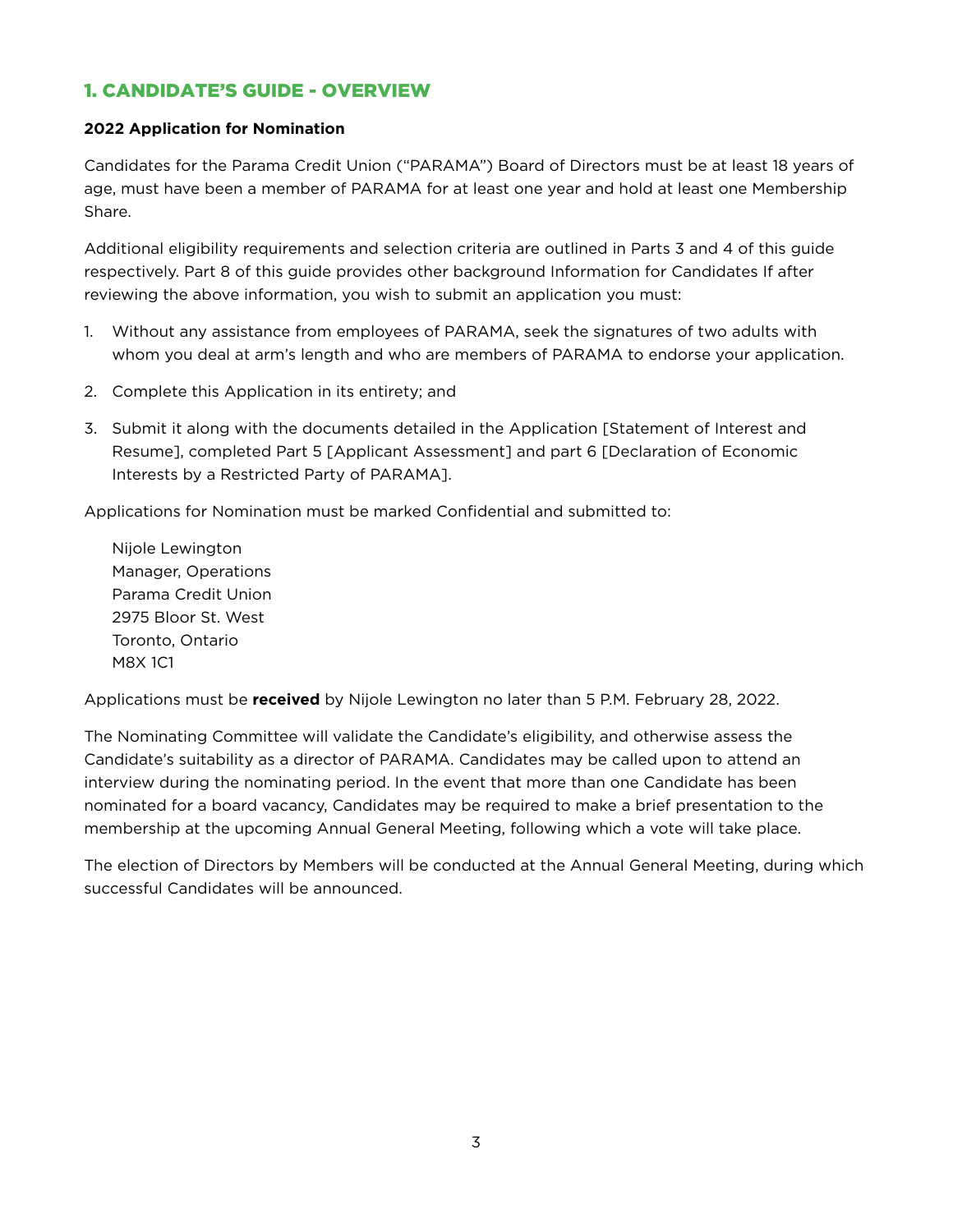# 1. CANDIDATE'S GUIDE - OVERVIEW

**2022 Application for Nomination**

Candidates for the Parama Credit Union ("PARAMA") Board of Directors must be at least 18 years of age, must have been a member of PARAMA for at least one year and hold at least one Membership Share.

Additional eligibility requirements and selection criteria are outlined in Parts 3 and 4 of this guide respectively. Part 8 of this guide provides other background Information for Candidates If after reviewing the above information, you wish to submit an application you must:

1. Without any assistance from employees of PARAMA, seek the signatures of two adults with whom you deal at arm's length and who are members of PARAMA to endorse your application.
2. Complete this Application in its entirety; and
3. Submit it along with the documents detailed in the Application [Statement of Interest and Resume], completed Part 5 [Applicant Assessment] and part 6 [Declaration of Economic Interests by a Restricted Party of PARAMA].

Applications for Nomination must be marked Confidential and submitted to:

Nijole Lewington
Manager, Operations
Parama Credit Union
2975 Bloor St. West
Toronto, Ontario
M8X 1C1

Applications must be **received** by Nijole Lewington no later than 5 P.M. February 28, 2022.

The Nominating Committee will validate the Candidate's eligibility, and otherwise assess the Candidate's suitability as a director of PARAMA. Candidates may be called upon to attend an interview during the nominating period. In the event that more than one Candidate has been nominated for a board vacancy, Candidates may be required to make a brief presentation to the membership at the upcoming Annual General Meeting, following which a vote will take place.

The election of Directors by Members will be conducted at the Annual General Meeting, during which successful Candidates will be announced.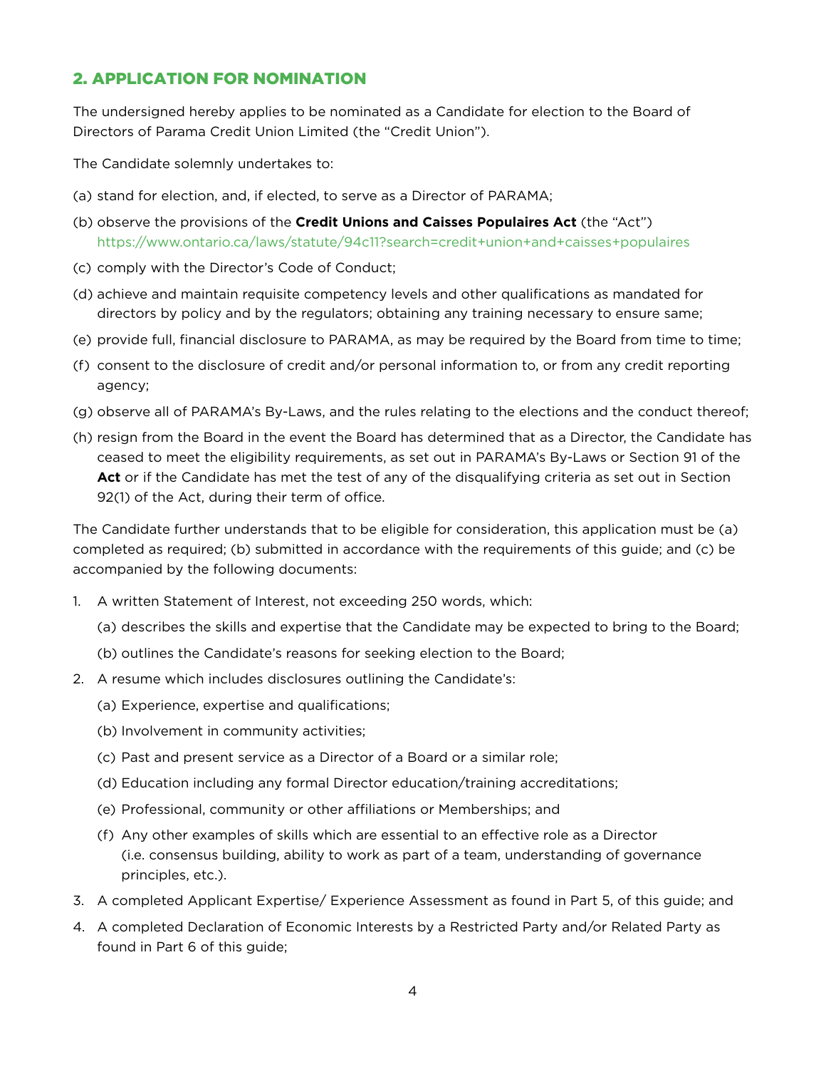## 2. APPLICATION FOR NOMINATION

The undersigned hereby applies to be nominated as a Candidate for election to the Board of Directors of Parama Credit Union Limited (the "Credit Union").

The Candidate solemnly undertakes to:

(a) stand for election, and, if elected, to serve as a Director of PARAMA;

(b) observe the provisions of the **Credit Unions and Caisses Populaires Act** (the "Act") https://www.ontario.ca/laws/statute/94c11?search=credit+union+and+caisses+populaires

(c) comply with the Director's Code of Conduct;

(d) achieve and maintain requisite competency levels and other qualifications as mandated for directors by policy and by the regulators; obtaining any training necessary to ensure same;

(e) provide full, financial disclosure to PARAMA, as may be required by the Board from time to time;

(f) consent to the disclosure of credit and/or personal information to, or from any credit reporting agency;

(g) observe all of PARAMA's By-Laws, and the rules relating to the elections and the conduct thereof;

(h) resign from the Board in the event the Board has determined that as a Director, the Candidate has ceased to meet the eligibility requirements, as set out in PARAMA's By-Laws or Section 91 of the **Act** or if the Candidate has met the test of any of the disqualifying criteria as set out in Section 92(1) of the Act, during their term of office.

The Candidate further understands that to be eligible for consideration, this application must be (a) completed as required; (b) submitted in accordance with the requirements of this guide; and (c) be accompanied by the following documents:

1. A written Statement of Interest, not exceeding 250 words, which:
   (a) describes the skills and expertise that the Candidate may be expected to bring to the Board;
   (b) outlines the Candidate's reasons for seeking election to the Board;
2. A resume which includes disclosures outlining the Candidate's:
   (a) Experience, expertise and qualifications;
   (b) Involvement in community activities;
   (c) Past and present service as a Director of a Board or a similar role;
   (d) Education including any formal Director education/training accreditations;
   (e) Professional, community or other affiliations or Memberships; and
   (f) Any other examples of skills which are essential to an effective role as a Director (i.e. consensus building, ability to work as part of a team, understanding of governance principles, etc.).
3. A completed Applicant Expertise/ Experience Assessment as found in Part 5, of this guide; and
4. A completed Declaration of Economic Interests by a Restricted Party and/or Related Party as found in Part 6 of this guide;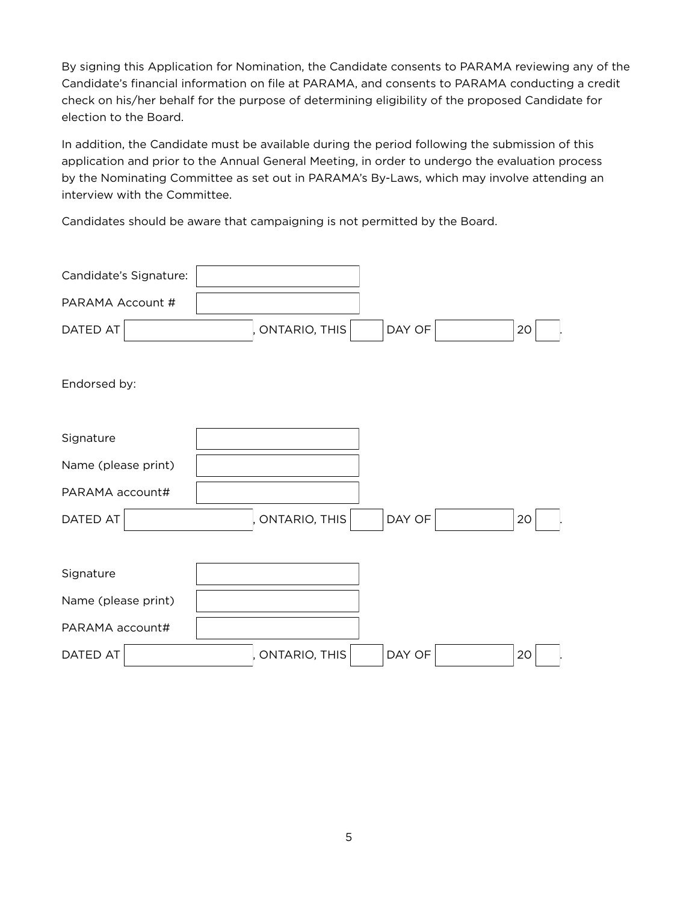By signing this Application for Nomination, the Candidate consents to PARAMA reviewing any of the Candidate's financial information on file at PARAMA, and consents to PARAMA conducting a credit check on his/her behalf for the purpose of determining eligibility of the proposed Candidate for election to the Board.

In addition, the Candidate must be available during the period following the submission of this application and prior to the Annual General Meeting, in order to undergo the evaluation process by the Nominating Committee as set out in PARAMA's By-Laws, which may involve attending an interview with the Committee.

Candidates should be aware that campaigning is not permitted by the Board.

Candidate's Signature: \_\_\_\_\_\_\_\_\_\_\_\_\_\_\_\_\_\_\_\_

PARAMA Account # \_\_\_\_\_\_\_\_\_\_\_\_\_\_\_\_\_\_\_\_

DATED AT \_\_\_\_\_\_\_\_\_\_\_\_\_\_\_, ONTARIO, THIS \_\_\_\_ DAY OF \_\_\_\_\_\_\_\_\_\_ 20 \_\_\_.

Endorsed by:

Signature \_\_\_\_\_\_\_\_\_\_\_\_\_\_\_\_\_\_\_\_

Name (please print) \_\_\_\_\_\_\_\_\_\_\_\_\_\_\_\_\_\_\_\_

PARAMA account# \_\_\_\_\_\_\_\_\_\_\_\_\_\_\_\_\_\_\_\_

DATED AT \_\_\_\_\_\_\_\_\_\_\_\_\_\_\_, ONTARIO, THIS \_\_\_\_ DAY OF \_\_\_\_\_\_\_\_\_\_ 20 \_\_\_.

Signature \_\_\_\_\_\_\_\_\_\_\_\_\_\_\_\_\_\_\_\_

Name (please print) \_\_\_\_\_\_\_\_\_\_\_\_\_\_\_\_\_\_\_\_

PARAMA account# \_\_\_\_\_\_\_\_\_\_\_\_\_\_\_\_\_\_\_\_

DATED AT \_\_\_\_\_\_\_\_\_\_\_\_\_\_\_, ONTARIO, THIS \_\_\_\_ DAY OF \_\_\_\_\_\_\_\_\_\_ 20 \_\_\_.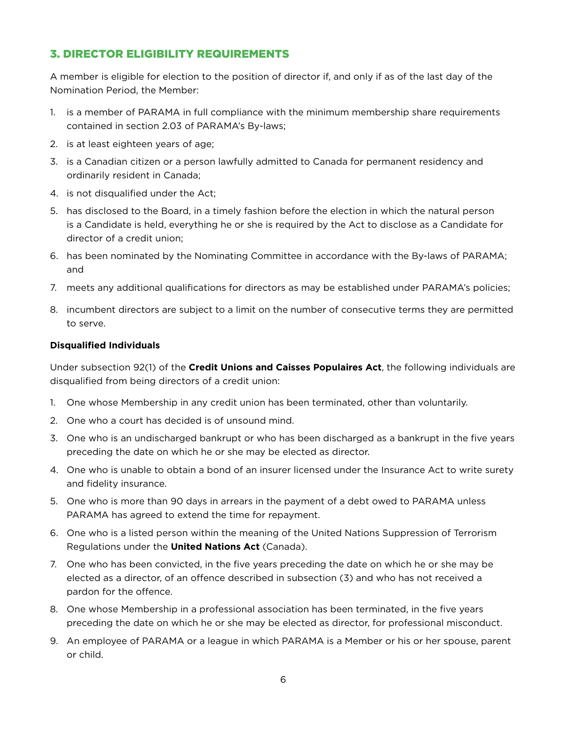## 3. DIRECTOR ELIGIBILITY REQUIREMENTS

A member is eligible for election to the position of director if, and only if as of the last day of the Nomination Period, the Member:

1. is a member of PARAMA in full compliance with the minimum membership share requirements contained in section 2.03 of PARAMA's By-laws;
2. is at least eighteen years of age;
3. is a Canadian citizen or a person lawfully admitted to Canada for permanent residency and ordinarily resident in Canada;
4. is not disqualified under the Act;
5. has disclosed to the Board, in a timely fashion before the election in which the natural person is a Candidate is held, everything he or she is required by the Act to disclose as a Candidate for director of a credit union;
6. has been nominated by the Nominating Committee in accordance with the By-laws of PARAMA; and
7. meets any additional qualifications for directors as may be established under PARAMA's policies;
8. incumbent directors are subject to a limit on the number of consecutive terms they are permitted to serve.

**Disqualified Individuals**

Under subsection 92(1) of the **Credit Unions and Caisses Populaires Act**, the following individuals are disqualified from being directors of a credit union:

1. One whose Membership in any credit union has been terminated, other than voluntarily.
2. One who a court has decided is of unsound mind.
3. One who is an undischarged bankrupt or who has been discharged as a bankrupt in the five years preceding the date on which he or she may be elected as director.
4. One who is unable to obtain a bond of an insurer licensed under the Insurance Act to write surety and fidelity insurance.
5. One who is more than 90 days in arrears in the payment of a debt owed to PARAMA unless PARAMA has agreed to extend the time for repayment.
6. One who is a listed person within the meaning of the United Nations Suppression of Terrorism Regulations under the **United Nations Act** (Canada).
7. One who has been convicted, in the five years preceding the date on which he or she may be elected as a director, of an offence described in subsection (3) and who has not received a pardon for the offence.
8. One whose Membership in a professional association has been terminated, in the five years preceding the date on which he or she may be elected as director, for professional misconduct.
9. An employee of PARAMA or a league in which PARAMA is a Member or his or her spouse, parent or child.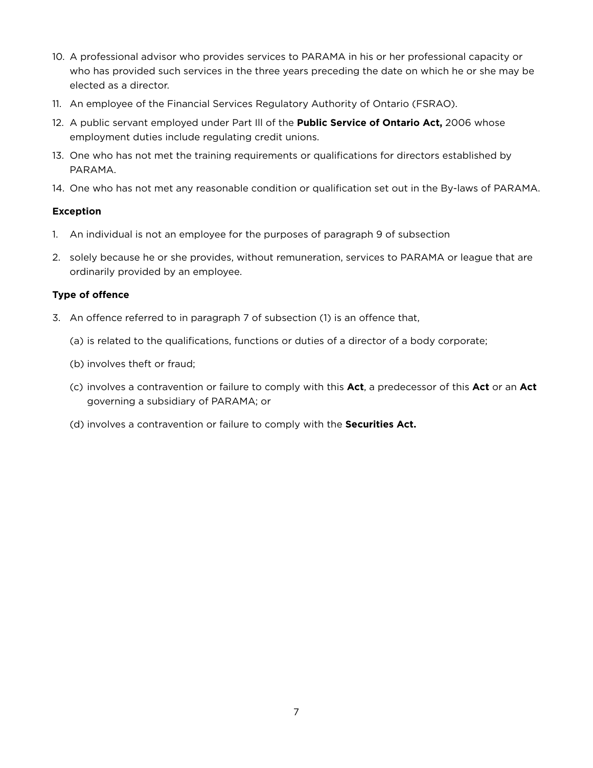10. A professional advisor who provides services to PARAMA in his or her professional capacity or who has provided such services in the three years preceding the date on which he or she may be elected as a director.
11. An employee of the Financial Services Regulatory Authority of Ontario (FSRAO).
12. A public servant employed under Part Ill of the **Public Service of Ontario Act,** 2006 whose employment duties include regulating credit unions.
13. One who has not met the training requirements or qualifications for directors established by PARAMA.
14. One who has not met any reasonable condition or qualification set out in the By-laws of PARAMA.

**Exception**

1. An individual is not an employee for the purposes of paragraph 9 of subsection
2. solely because he or she provides, without remuneration, services to PARAMA or league that are ordinarily provided by an employee.

**Type of offence**

3. An offence referred to in paragraph 7 of subsection (1) is an offence that,

   (a) is related to the qualifications, functions or duties of a director of a body corporate;

   (b) involves theft or fraud;

   (c) involves a contravention or failure to comply with this **Act**, a predecessor of this **Act** or an **Act** governing a subsidiary of PARAMA; or

   (d) involves a contravention or failure to comply with the **Securities Act.**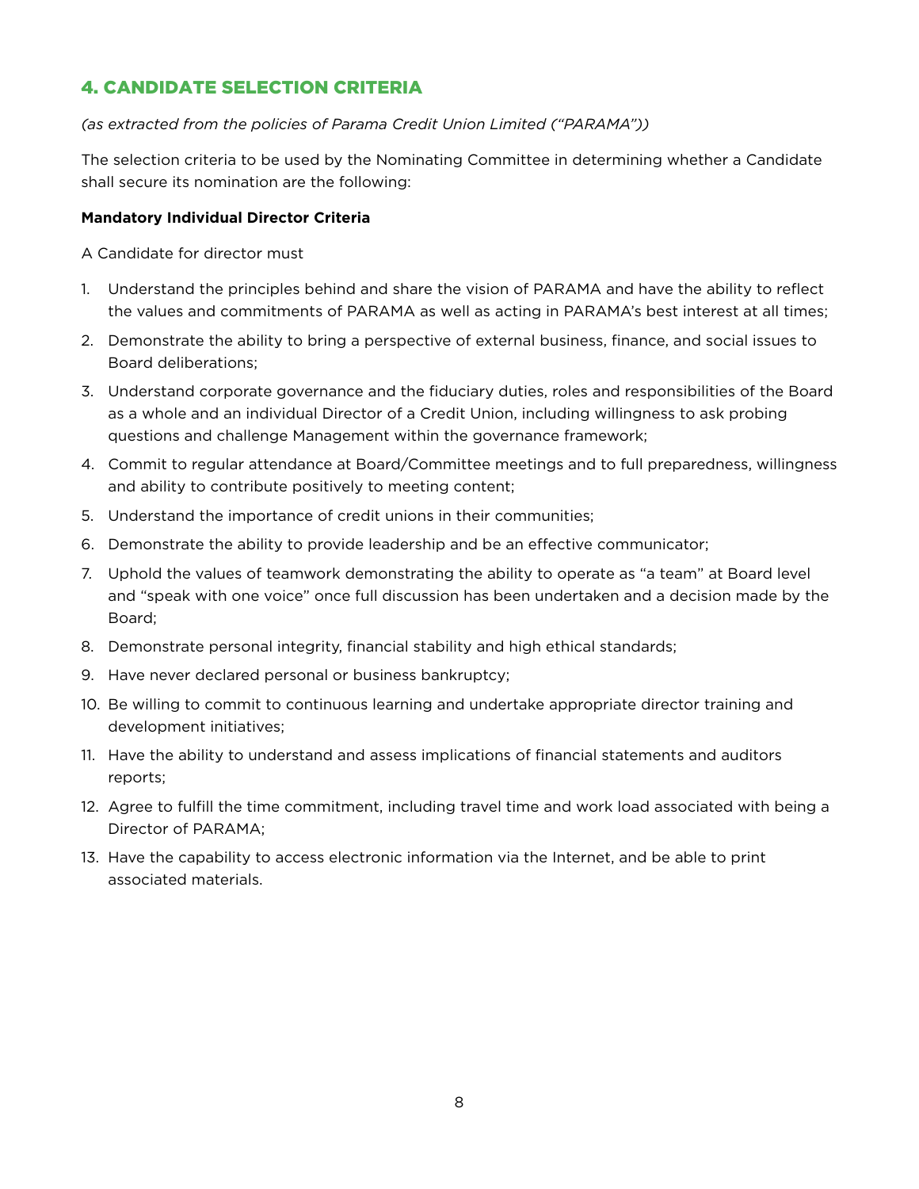## 4. CANDIDATE SELECTION CRITERIA

*(as extracted from the policies of Parama Credit Union Limited ("PARAMA"))*

The selection criteria to be used by the Nominating Committee in determining whether a Candidate shall secure its nomination are the following:

**Mandatory Individual Director Criteria**

A Candidate for director must

1. Understand the principles behind and share the vision of PARAMA and have the ability to reflect the values and commitments of PARAMA as well as acting in PARAMA's best interest at all times;
2. Demonstrate the ability to bring a perspective of external business, finance, and social issues to Board deliberations;
3. Understand corporate governance and the fiduciary duties, roles and responsibilities of the Board as a whole and an individual Director of a Credit Union, including willingness to ask probing questions and challenge Management within the governance framework;
4. Commit to regular attendance at Board/Committee meetings and to full preparedness, willingness and ability to contribute positively to meeting content;
5. Understand the importance of credit unions in their communities;
6. Demonstrate the ability to provide leadership and be an effective communicator;
7. Uphold the values of teamwork demonstrating the ability to operate as "a team" at Board level and "speak with one voice" once full discussion has been undertaken and a decision made by the Board;
8. Demonstrate personal integrity, financial stability and high ethical standards;
9. Have never declared personal or business bankruptcy;
10. Be willing to commit to continuous learning and undertake appropriate director training and development initiatives;
11. Have the ability to understand and assess implications of financial statements and auditors reports;
12. Agree to fulfill the time commitment, including travel time and work load associated with being a Director of PARAMA;
13. Have the capability to access electronic information via the Internet, and be able to print associated materials.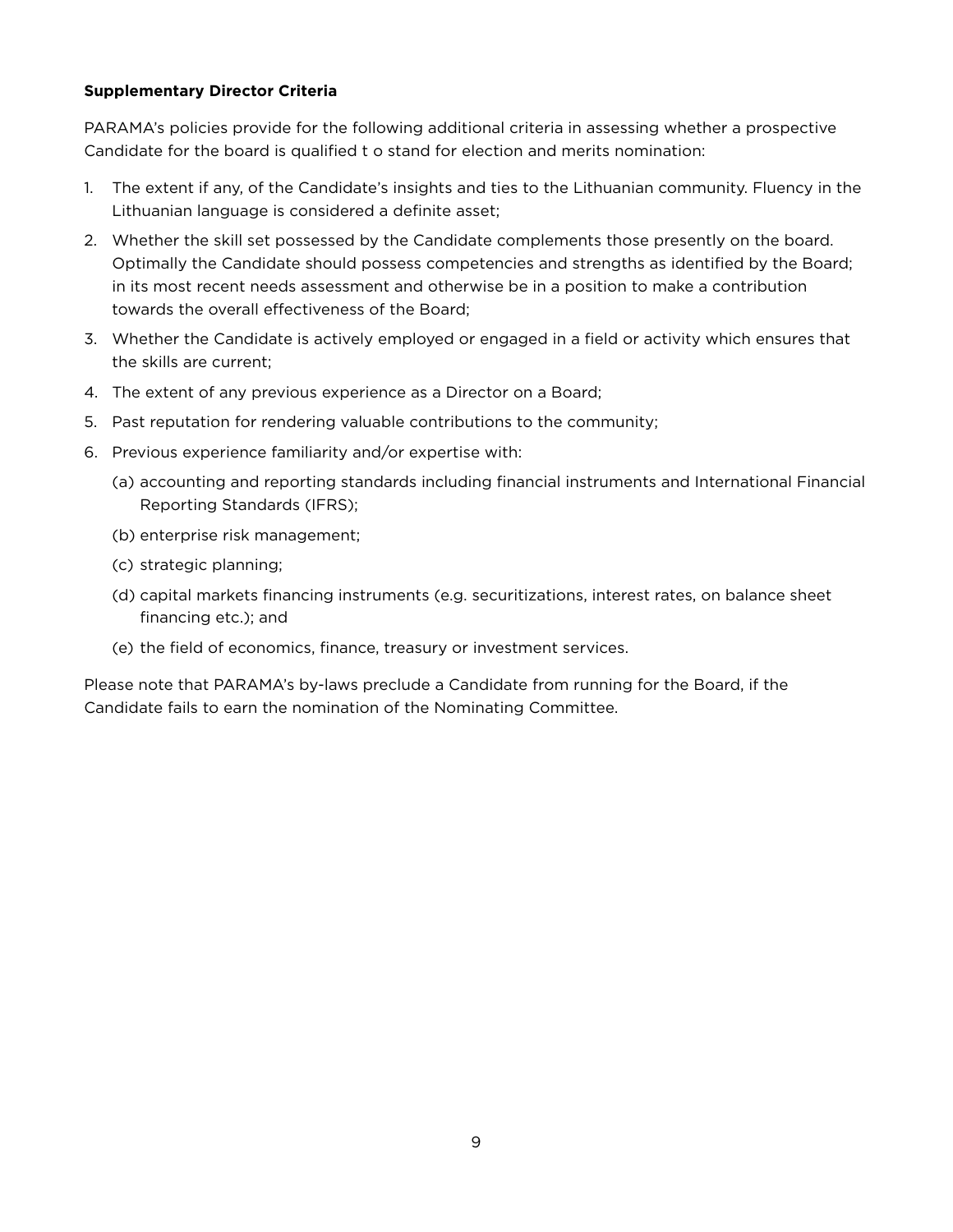**Supplementary Director Criteria**

PARAMA's policies provide for the following additional criteria in assessing whether a prospective Candidate for the board is qualified t o stand for election and merits nomination:

1. The extent if any, of the Candidate's insights and ties to the Lithuanian community. Fluency in the Lithuanian language is considered a definite asset;
2. Whether the skill set possessed by the Candidate complements those presently on the board. Optimally the Candidate should possess competencies and strengths as identified by the Board; in its most recent needs assessment and otherwise be in a position to make a contribution towards the overall effectiveness of the Board;
3. Whether the Candidate is actively employed or engaged in a field or activity which ensures that the skills are current;
4. The extent of any previous experience as a Director on a Board;
5. Past reputation for rendering valuable contributions to the community;
6. Previous experience familiarity and/or expertise with:
   (a) accounting and reporting standards including financial instruments and International Financial Reporting Standards (IFRS);
   (b) enterprise risk management;
   (c) strategic planning;
   (d) capital markets financing instruments (e.g. securitizations, interest rates, on balance sheet financing etc.); and
   (e) the field of economics, finance, treasury or investment services.

Please note that PARAMA's by-laws preclude a Candidate from running for the Board, if the Candidate fails to earn the nomination of the Nominating Committee.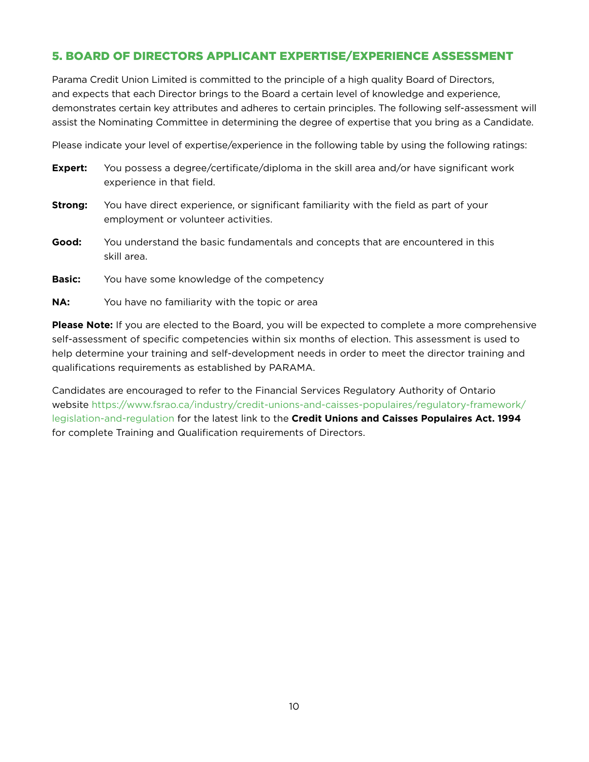## 5. BOARD OF DIRECTORS APPLICANT EXPERTISE/EXPERIENCE ASSESSMENT

Parama Credit Union Limited is committed to the principle of a high quality Board of Directors, and expects that each Director brings to the Board a certain level of knowledge and experience, demonstrates certain key attributes and adheres to certain principles. The following self-assessment will assist the Nominating Committee in determining the degree of expertise that you bring as a Candidate.

Please indicate your level of expertise/experience in the following table by using the following ratings:

**Expert:** You possess a degree/certificate/diploma in the skill area and/or have significant work experience in that field.

**Strong:** You have direct experience, or significant familiarity with the field as part of your employment or volunteer activities.

**Good:** You understand the basic fundamentals and concepts that are encountered in this skill area.

**Basic:** You have some knowledge of the competency

**NA:** You have no familiarity with the topic or area

**Please Note:** If you are elected to the Board, you will be expected to complete a more comprehensive self-assessment of specific competencies within six months of election. This assessment is used to help determine your training and self-development needs in order to meet the director training and qualifications requirements as established by PARAMA.

Candidates are encouraged to refer to the Financial Services Regulatory Authority of Ontario website https://www.fsrao.ca/industry/credit-unions-and-caisses-populaires/regulatory-framework/legislation-and-regulation for the latest link to the **Credit Unions and Caisses Populaires Act. 1994** for complete Training and Qualification requirements of Directors.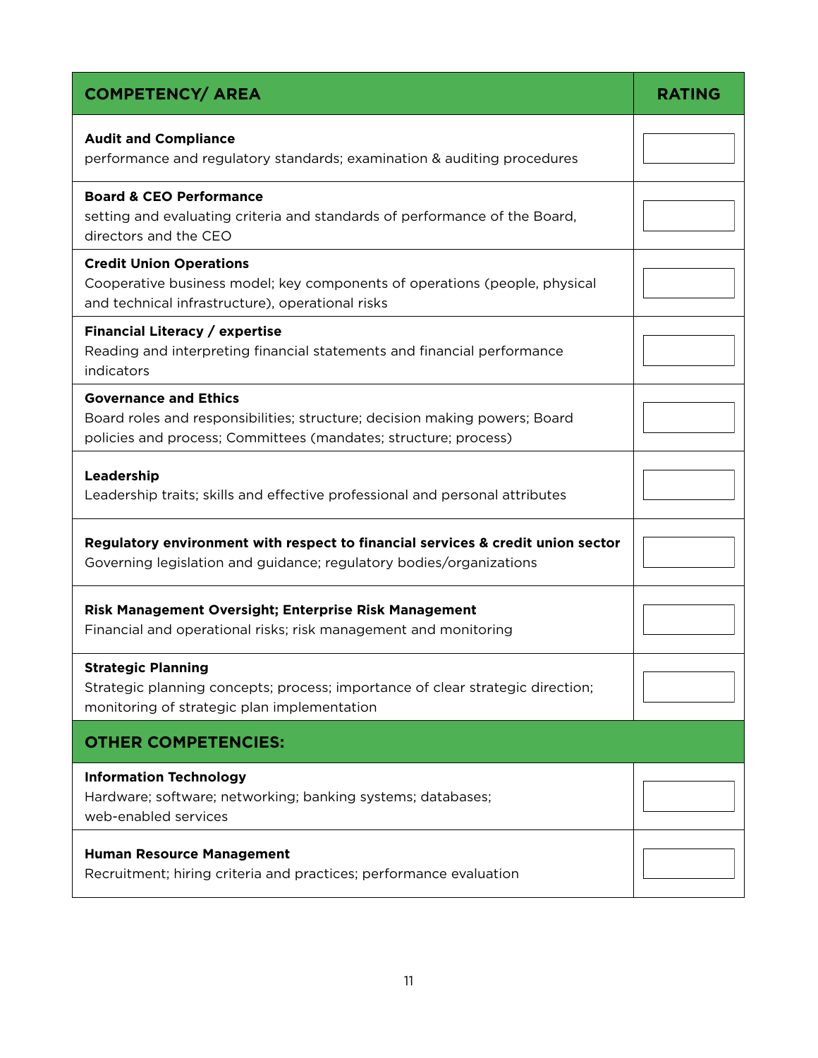| COMPETENCY/ AREA | RATING |
|---|---|
| **Audit and Compliance**<br>performance and regulatory standards; examination & auditing procedures | |
| **Board & CEO Performance**<br>setting and evaluating criteria and standards of performance of the Board, directors and the CEO | |
| **Credit Union Operations**<br>Cooperative business model; key components of operations (people, physical and technical infrastructure), operational risks | |
| **Financial Literacy / expertise**<br>Reading and interpreting financial statements and financial performance indicators | |
| **Governance and Ethics**<br>Board roles and responsibilities; structure; decision making powers; Board policies and process; Committees (mandates; structure; process) | |
| **Leadership**<br>Leadership traits; skills and effective professional and personal attributes | |
| **Regulatory environment with respect to financial services & credit union sector**<br>Governing legislation and guidance; regulatory bodies/organizations | |
| **Risk Management Oversight; Enterprise Risk Management**<br>Financial and operational risks; risk management and monitoring | |
| **Strategic Planning**<br>Strategic planning concepts; process; importance of clear strategic direction; monitoring of strategic plan implementation | |
| **OTHER COMPETENCIES:** | |
| **Information Technology**<br>Hardware; software; networking; banking systems; databases; web-enabled services | |
| **Human Resource Management**<br>Recruitment; hiring criteria and practices; performance evaluation | |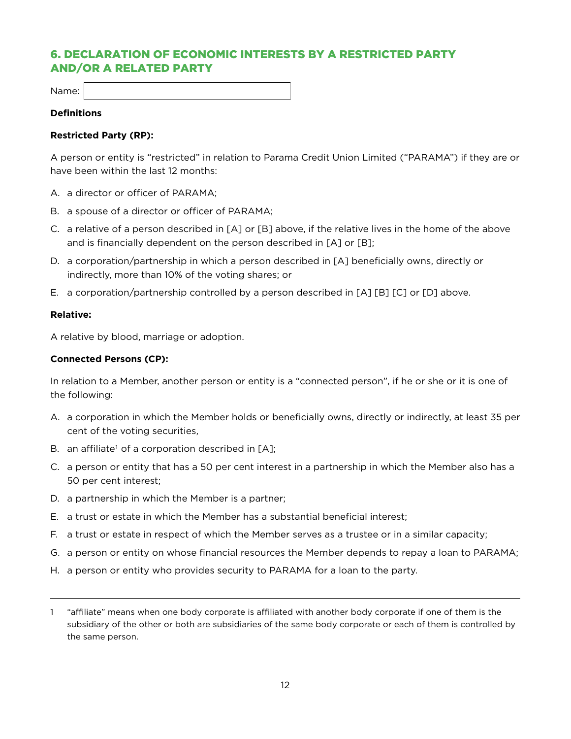## 6. DECLARATION OF ECONOMIC INTERESTS BY A RESTRICTED PARTY AND/OR A RELATED PARTY

Name:

**Definitions**

**Restricted Party (RP):**

A person or entity is "restricted" in relation to Parama Credit Union Limited ("PARAMA") if they are or have been within the last 12 months:

A. a director or officer of PARAMA;

B. a spouse of a director or officer of PARAMA;

C. a relative of a person described in [A] or [B] above, if the relative lives in the home of the above and is financially dependent on the person described in [A] or [B];

D. a corporation/partnership in which a person described in [A] beneficially owns, directly or indirectly, more than 10% of the voting shares; or

E. a corporation/partnership controlled by a person described in [A] [B] [C] or [D] above.

**Relative:**

A relative by blood, marriage or adoption.

**Connected Persons (CP):**

In relation to a Member, another person or entity is a "connected person", if he or she or it is one of the following:

A. a corporation in which the Member holds or beneficially owns, directly or indirectly, at least 35 per cent of the voting securities,

B. an affiliate[1] of a corporation described in [A];

C. a person or entity that has a 50 per cent interest in a partnership in which the Member also has a 50 per cent interest;

D. a partnership in which the Member is a partner;

E. a trust or estate in which the Member has a substantial beneficial interest;

F. a trust or estate in respect of which the Member serves as a trustee or in a similar capacity;

G. a person or entity on whose financial resources the Member depends to repay a loan to PARAMA;

H. a person or entity who provides security to PARAMA for a loan to the party.

---

1 "affiliate" means when one body corporate is affiliated with another body corporate if one of them is the subsidiary of the other or both are subsidiaries of the same body corporate or each of them is controlled by the same person.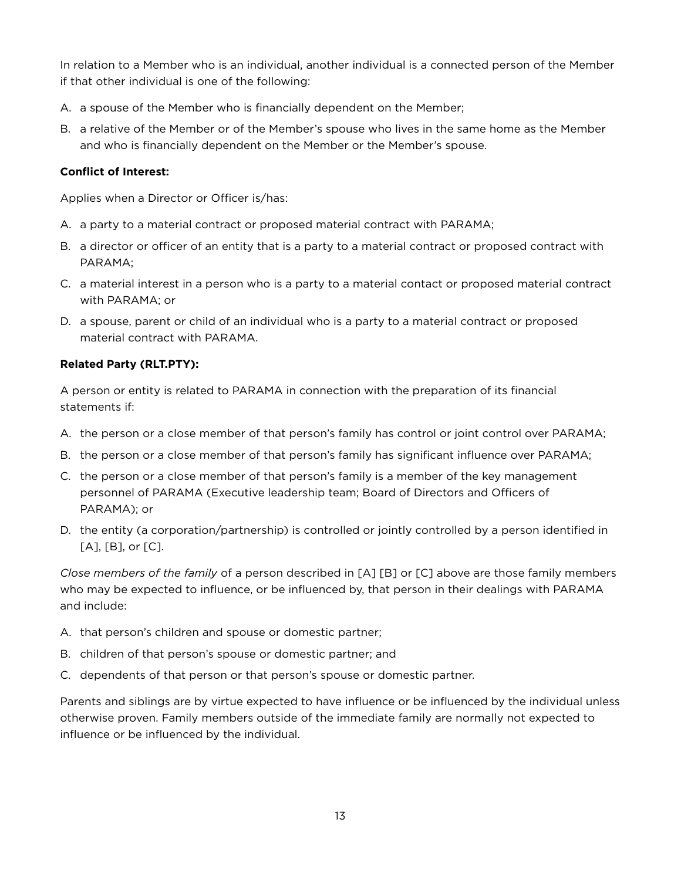In relation to a Member who is an individual, another individual is a connected person of the Member if that other individual is one of the following:

A. a spouse of the Member who is financially dependent on the Member;

B. a relative of the Member or of the Member's spouse who lives in the same home as the Member and who is financially dependent on the Member or the Member's spouse.

**Conflict of Interest:**

Applies when a Director or Officer is/has:

A. a party to a material contract or proposed material contract with PARAMA;

B. a director or officer of an entity that is a party to a material contract or proposed contract with PARAMA;

C. a material interest in a person who is a party to a material contact or proposed material contract with PARAMA; or

D. a spouse, parent or child of an individual who is a party to a material contract or proposed material contract with PARAMA.

**Related Party (RLT.PTY):**

A person or entity is related to PARAMA in connection with the preparation of its financial statements if:

A. the person or a close member of that person's family has control or joint control over PARAMA;

B. the person or a close member of that person's family has significant influence over PARAMA;

C. the person or a close member of that person's family is a member of the key management personnel of PARAMA (Executive leadership team; Board of Directors and Officers of PARAMA); or

D. the entity (a corporation/partnership) is controlled or jointly controlled by a person identified in [A], [B], or [C].

*Close members of the family* of a person described in [A] [B] or [C] above are those family members who may be expected to influence, or be influenced by, that person in their dealings with PARAMA and include:

A. that person's children and spouse or domestic partner;

B. children of that person's spouse or domestic partner; and

C. dependents of that person or that person's spouse or domestic partner.

Parents and siblings are by virtue expected to have influence or be influenced by the individual unless otherwise proven. Family members outside of the immediate family are normally not expected to influence or be influenced by the individual.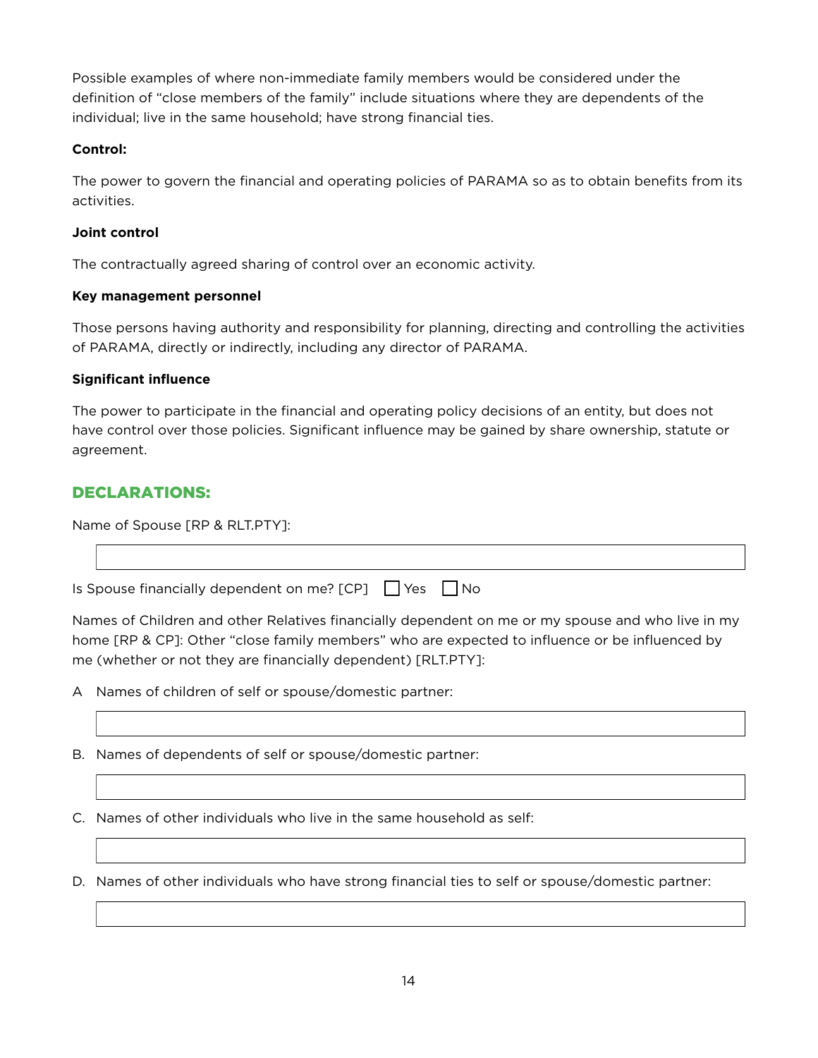Possible examples of where non-immediate family members would be considered under the definition of "close members of the family" include situations where they are dependents of the individual; live in the same household; have strong financial ties.

**Control:**

The power to govern the financial and operating policies of PARAMA so as to obtain benefits from its activities.

**Joint control**

The contractually agreed sharing of control over an economic activity.

**Key management personnel**

Those persons having authority and responsibility for planning, directing and controlling the activities of PARAMA, directly or indirectly, including any director of PARAMA.

**Significant influence**

The power to participate in the financial and operating policy decisions of an entity, but does not have control over those policies. Significant influence may be gained by share ownership, statute or agreement.

## DECLARATIONS:

Name of Spouse [RP & RLT.PTY]:

\_\_\_\_\_\_\_\_\_\_\_\_\_\_\_\_\_\_\_\_\_\_\_\_\_\_\_\_\_\_\_\_\_\_\_\_\_\_\_\_

Is Spouse financially dependent on me? [CP] ☐ Yes ☐ No

Names of Children and other Relatives financially dependent on me or my spouse and who live in my home [RP & CP]: Other "close family members" who are expected to influence or be influenced by me (whether or not they are financially dependent) [RLT.PTY]:

A Names of children of self or spouse/domestic partner:

\_\_\_\_\_\_\_\_\_\_\_\_\_\_\_\_\_\_\_\_\_\_\_\_\_\_\_\_\_\_\_\_\_\_\_\_\_\_\_\_

B. Names of dependents of self or spouse/domestic partner:

\_\_\_\_\_\_\_\_\_\_\_\_\_\_\_\_\_\_\_\_\_\_\_\_\_\_\_\_\_\_\_\_\_\_\_\_\_\_\_\_

C. Names of other individuals who live in the same household as self:

\_\_\_\_\_\_\_\_\_\_\_\_\_\_\_\_\_\_\_\_\_\_\_\_\_\_\_\_\_\_\_\_\_\_\_\_\_\_\_\_

D. Names of other individuals who have strong financial ties to self or spouse/domestic partner:

\_\_\_\_\_\_\_\_\_\_\_\_\_\_\_\_\_\_\_\_\_\_\_\_\_\_\_\_\_\_\_\_\_\_\_\_\_\_\_\_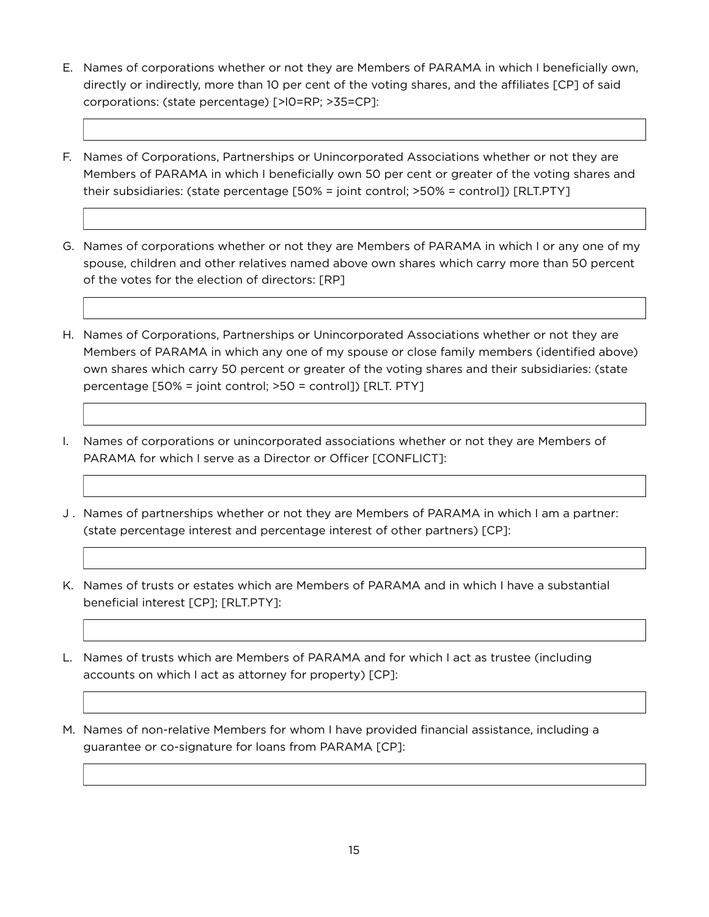E. Names of corporations whether or not they are Members of PARAMA in which I beneficially own, directly or indirectly, more than 10 per cent of the voting shares, and the affiliates [CP] of said corporations: (state percentage) [>l0=RP; >35=CP]:

F. Names of Corporations, Partnerships or Unincorporated Associations whether or not they are Members of PARAMA in which I beneficially own 50 per cent or greater of the voting shares and their subsidiaries: (state percentage [50% = joint control; >50% = control]) [RLT.PTY]

G. Names of corporations whether or not they are Members of PARAMA in which I or any one of my spouse, children and other relatives named above own shares which carry more than 50 percent of the votes for the election of directors: [RP]

H. Names of Corporations, Partnerships or Unincorporated Associations whether or not they are Members of PARAMA in which any one of my spouse or close family members (identified above) own shares which carry 50 percent or greater of the voting shares and their subsidiaries: (state percentage [50% = joint control; >50 = control]) [RLT. PTY]

I. Names of corporations or unincorporated associations whether or not they are Members of PARAMA for which I serve as a Director or Officer [CONFLICT]:

J. Names of partnerships whether or not they are Members of PARAMA in which I am a partner: (state percentage interest and percentage interest of other partners) [CP]:

K. Names of trusts or estates which are Members of PARAMA and in which I have a substantial beneficial interest [CP]; [RLT.PTY]:

L. Names of trusts which are Members of PARAMA and for which I act as trustee (including accounts on which I act as attorney for property) [CP]:

M. Names of non-relative Members for whom I have provided financial assistance, including a guarantee or co-signature for loans from PARAMA [CP]: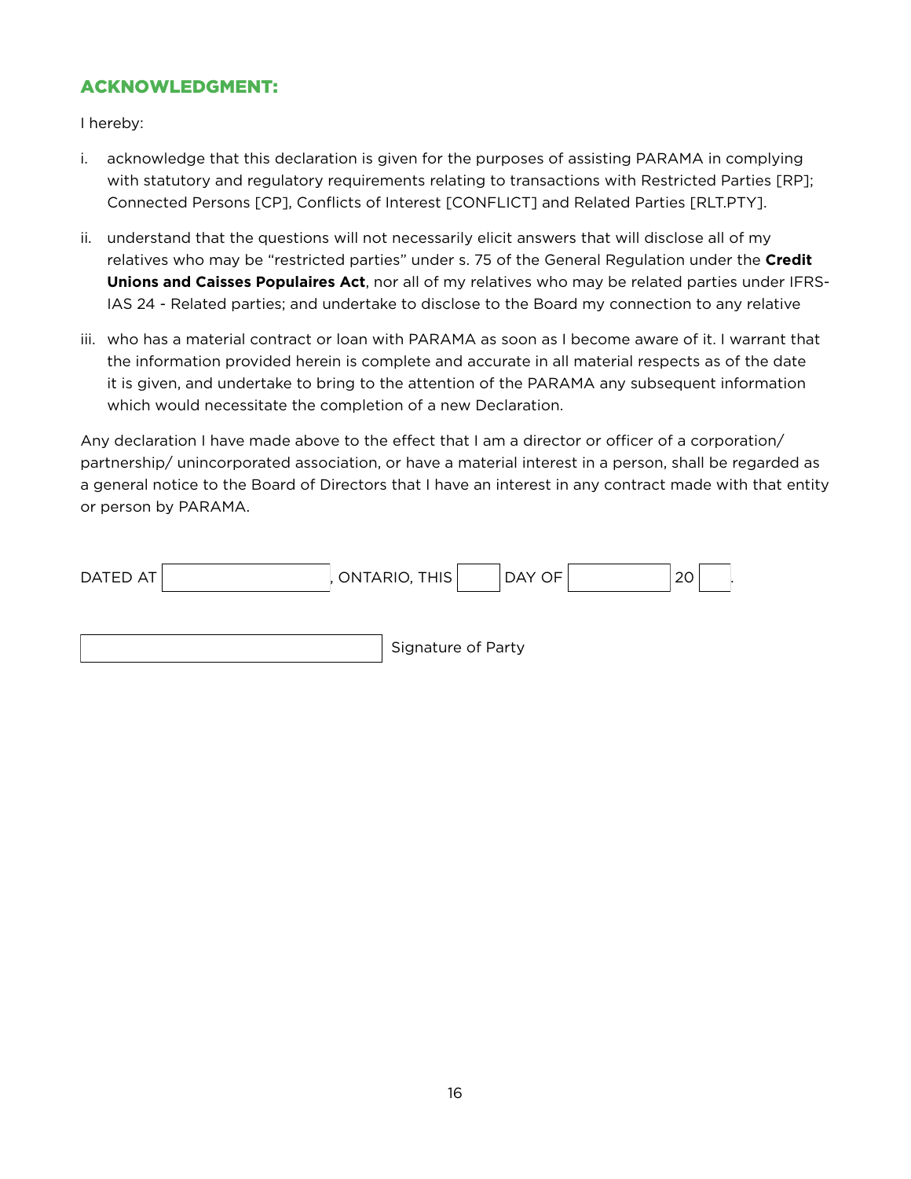## ACKNOWLEDGMENT:

I hereby:

i. acknowledge that this declaration is given for the purposes of assisting PARAMA in complying with statutory and regulatory requirements relating to transactions with Restricted Parties [RP]; Connected Persons [CP], Conflicts of Interest [CONFLICT] and Related Parties [RLT.PTY].

ii. understand that the questions will not necessarily elicit answers that will disclose all of my relatives who may be "restricted parties" under s. 75 of the General Regulation under the **Credit Unions and Caisses Populaires Act**, nor all of my relatives who may be related parties under IFRS-IAS 24 - Related parties; and undertake to disclose to the Board my connection to any relative

iii. who has a material contract or loan with PARAMA as soon as I become aware of it. I warrant that the information provided herein is complete and accurate in all material respects as of the date it is given, and undertake to bring to the attention of the PARAMA any subsequent information which would necessitate the completion of a new Declaration.

Any declaration I have made above to the effect that I am a director or officer of a corporation/ partnership/ unincorporated association, or have a material interest in a person, shall be regarded as a general notice to the Board of Directors that I have an interest in any contract made with that entity or person by PARAMA.

DATED AT ____________, ONTARIO, THIS ____ DAY OF ____________ 20 ____.

____________________ Signature of Party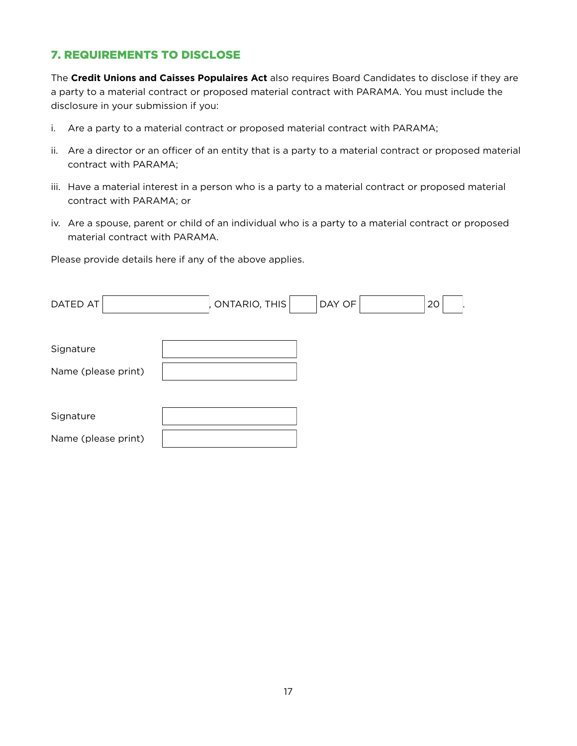## 7. REQUIREMENTS TO DISCLOSE

The **Credit Unions and Caisses Populaires Act** also requires Board Candidates to disclose if they are a party to a material contract or proposed material contract with PARAMA. You must include the disclosure in your submission if you:

i. Are a party to a material contract or proposed material contract with PARAMA;

ii. Are a director or an officer of an entity that is a party to a material contract or proposed material contract with PARAMA;

iii. Have a material interest in a person who is a party to a material contract or proposed material contract with PARAMA; or

iv. Are a spouse, parent or child of an individual who is a party to a material contract or proposed material contract with PARAMA.

Please provide details here if any of the above applies.

DATED AT \_\_\_\_\_\_\_\_\_\_\_\_\_\_\_\_, ONTARIO, THIS \_\_\_\_ DAY OF \_\_\_\_\_\_\_\_\_\_ 20\_\_\_.

Signature \_\_\_\_\_\_\_\_\_\_\_\_\_\_\_\_\_\_\_\_

Name (please print) \_\_\_\_\_\_\_\_\_\_\_\_\_\_\_\_\_\_\_\_

Signature \_\_\_\_\_\_\_\_\_\_\_\_\_\_\_\_\_\_\_\_

Name (please print) \_\_\_\_\_\_\_\_\_\_\_\_\_\_\_\_\_\_\_\_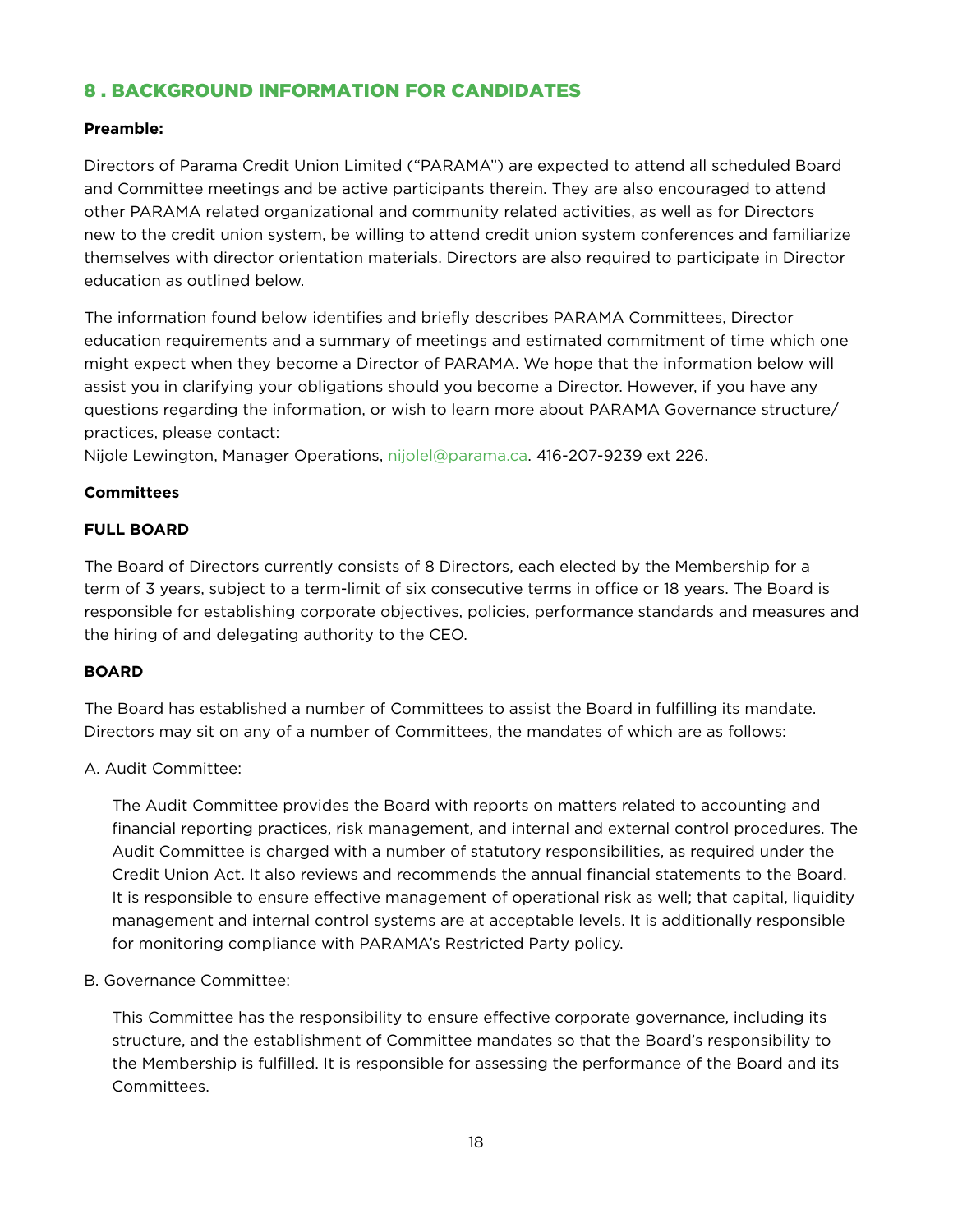## 8 . BACKGROUND INFORMATION FOR CANDIDATES

**Preamble:**

Directors of Parama Credit Union Limited ("PARAMA") are expected to attend all scheduled Board and Committee meetings and be active participants therein. They are also encouraged to attend other PARAMA related organizational and community related activities, as well as for Directors new to the credit union system, be willing to attend credit union system conferences and familiarize themselves with director orientation materials. Directors are also required to participate in Director education as outlined below.

The information found below identifies and briefly describes PARAMA Committees, Director education requirements and a summary of meetings and estimated commitment of time which one might expect when they become a Director of PARAMA. We hope that the information below will assist you in clarifying your obligations should you become a Director. However, if you have any questions regarding the information, or wish to learn more about PARAMA Governance structure/ practices, please contact:
Nijole Lewington, Manager Operations, nijolel@parama.ca. 416-207-9239 ext 226.

**Committees**

**FULL BOARD**

The Board of Directors currently consists of 8 Directors, each elected by the Membership for a term of 3 years, subject to a term-limit of six consecutive terms in office or 18 years. The Board is responsible for establishing corporate objectives, policies, performance standards and measures and the hiring of and delegating authority to the CEO.

**BOARD**

The Board has established a number of Committees to assist the Board in fulfilling its mandate. Directors may sit on any of a number of Committees, the mandates of which are as follows:

A. Audit Committee:

The Audit Committee provides the Board with reports on matters related to accounting and financial reporting practices, risk management, and internal and external control procedures. The Audit Committee is charged with a number of statutory responsibilities, as required under the Credit Union Act. It also reviews and recommends the annual financial statements to the Board. It is responsible to ensure effective management of operational risk as well; that capital, liquidity management and internal control systems are at acceptable levels. It is additionally responsible for monitoring compliance with PARAMA's Restricted Party policy.

B. Governance Committee:

This Committee has the responsibility to ensure effective corporate governance, including its structure, and the establishment of Committee mandates so that the Board's responsibility to the Membership is fulfilled. It is responsible for assessing the performance of the Board and its Committees.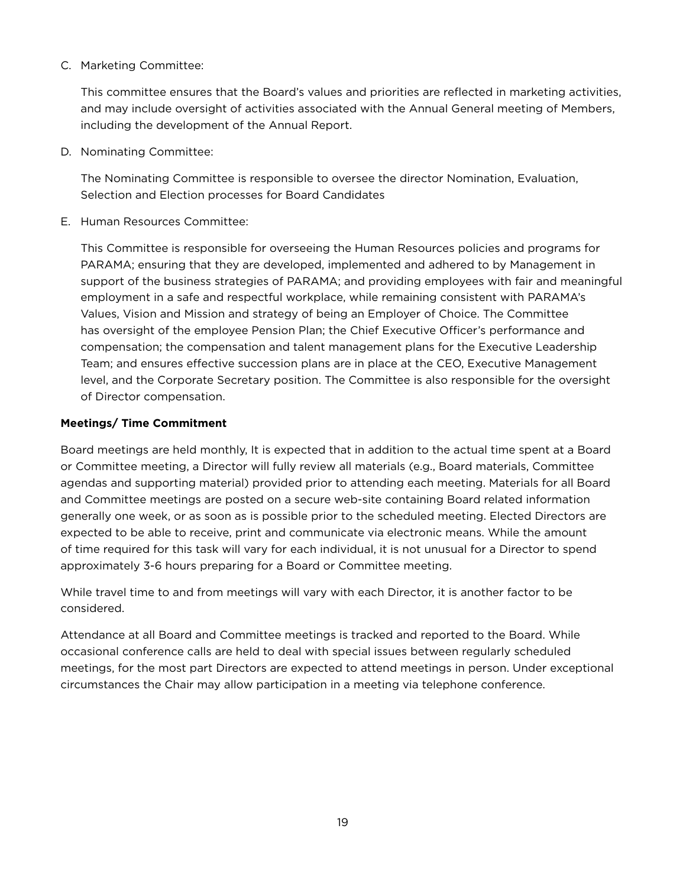C. Marketing Committee:

   This committee ensures that the Board's values and priorities are reflected in marketing activities, and may include oversight of activities associated with the Annual General meeting of Members, including the development of the Annual Report.

D. Nominating Committee:

   The Nominating Committee is responsible to oversee the director Nomination, Evaluation, Selection and Election processes for Board Candidates

E. Human Resources Committee:

   This Committee is responsible for overseeing the Human Resources policies and programs for PARAMA; ensuring that they are developed, implemented and adhered to by Management in support of the business strategies of PARAMA; and providing employees with fair and meaningful employment in a safe and respectful workplace, while remaining consistent with PARAMA's Values, Vision and Mission and strategy of being an Employer of Choice. The Committee has oversight of the employee Pension Plan; the Chief Executive Officer's performance and compensation; the compensation and talent management plans for the Executive Leadership Team; and ensures effective succession plans are in place at the CEO, Executive Management level, and the Corporate Secretary position. The Committee is also responsible for the oversight of Director compensation.

**Meetings/ Time Commitment**

Board meetings are held monthly, It is expected that in addition to the actual time spent at a Board or Committee meeting, a Director will fully review all materials (e.g., Board materials, Committee agendas and supporting material) provided prior to attending each meeting. Materials for all Board and Committee meetings are posted on a secure web-site containing Board related information generally one week, or as soon as is possible prior to the scheduled meeting. Elected Directors are expected to be able to receive, print and communicate via electronic means. While the amount of time required for this task will vary for each individual, it is not unusual for a Director to spend approximately 3-6 hours preparing for a Board or Committee meeting.

While travel time to and from meetings will vary with each Director, it is another factor to be considered.

Attendance at all Board and Committee meetings is tracked and reported to the Board. While occasional conference calls are held to deal with special issues between regularly scheduled meetings, for the most part Directors are expected to attend meetings in person. Under exceptional circumstances the Chair may allow participation in a meeting via telephone conference.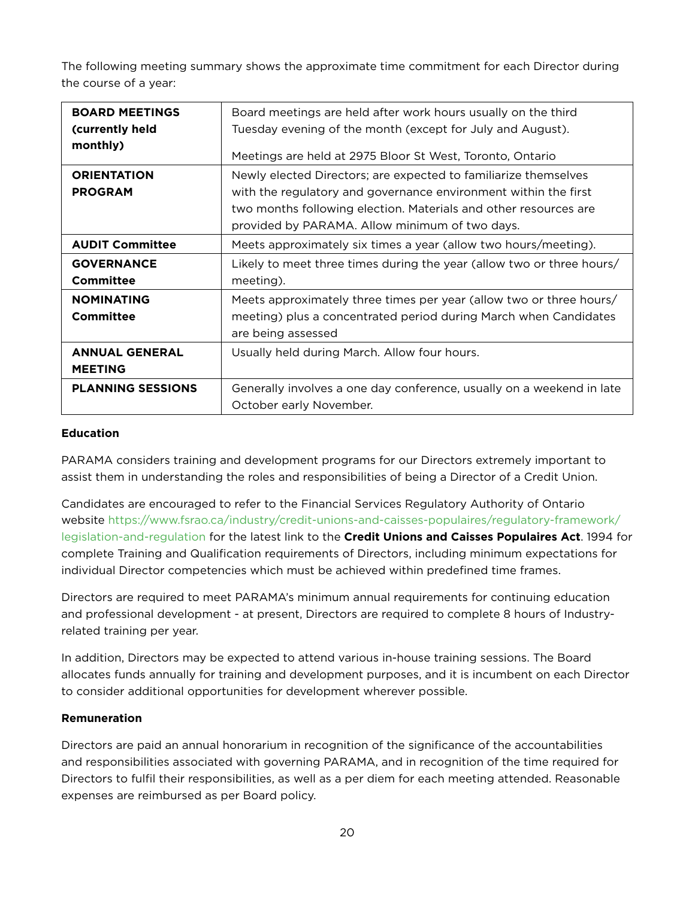The following meeting summary shows the approximate time commitment for each Director during the course of a year:

| | |
|---|---|
| **BOARD MEETINGS (currently held monthly)** | Board meetings are held after work hours usually on the third Tuesday evening of the month (except for July and August).<br><br>Meetings are held at 2975 Bloor St West, Toronto, Ontario |
| **ORIENTATION PROGRAM** | Newly elected Directors; are expected to familiarize themselves with the regulatory and governance environment within the first two months following election. Materials and other resources are provided by PARAMA. Allow minimum of two days. |
| **AUDIT Committee** | Meets approximately six times a year (allow two hours/meeting). |
| **GOVERNANCE Committee** | Likely to meet three times during the year (allow two or three hours/meeting). |
| **NOMINATING Committee** | Meets approximately three times per year (allow two or three hours/meeting) plus a concentrated period during March when Candidates are being assessed |
| **ANNUAL GENERAL MEETING** | Usually held during March. Allow four hours. |
| **PLANNING SESSIONS** | Generally involves a one day conference, usually on a weekend in late October early November. |

**Education**

PARAMA considers training and development programs for our Directors extremely important to assist them in understanding the roles and responsibilities of being a Director of a Credit Union.

Candidates are encouraged to refer to the Financial Services Regulatory Authority of Ontario website https://www.fsrao.ca/industry/credit-unions-and-caisses-populaires/regulatory-framework/legislation-and-regulation for the latest link to the **Credit Unions and Caisses Populaires Act**. 1994 for complete Training and Qualification requirements of Directors, including minimum expectations for individual Director competencies which must be achieved within predefined time frames.

Directors are required to meet PARAMA's minimum annual requirements for continuing education and professional development - at present, Directors are required to complete 8 hours of Industry-related training per year.

In addition, Directors may be expected to attend various in-house training sessions. The Board allocates funds annually for training and development purposes, and it is incumbent on each Director to consider additional opportunities for development wherever possible.

**Remuneration**

Directors are paid an annual honorarium in recognition of the significance of the accountabilities and responsibilities associated with governing PARAMA, and in recognition of the time required for Directors to fulfil their responsibilities, as well as a per diem for each meeting attended. Reasonable expenses are reimbursed as per Board policy.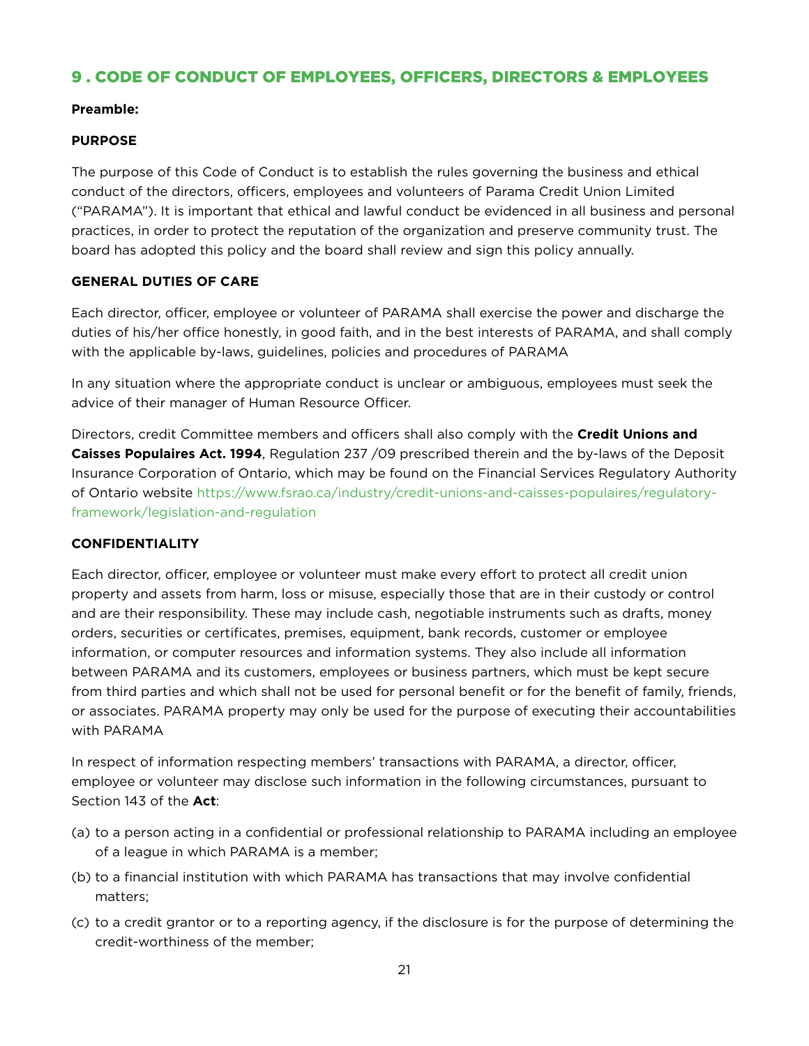## 9 . CODE OF CONDUCT OF EMPLOYEES, OFFICERS, DIRECTORS & EMPLOYEES

**Preamble:**

**PURPOSE**

The purpose of this Code of Conduct is to establish the rules governing the business and ethical conduct of the directors, officers, employees and volunteers of Parama Credit Union Limited ("PARAMA"). It is important that ethical and lawful conduct be evidenced in all business and personal practices, in order to protect the reputation of the organization and preserve community trust. The board has adopted this policy and the board shall review and sign this policy annually.

**GENERAL DUTIES OF CARE**

Each director, officer, employee or volunteer of PARAMA shall exercise the power and discharge the duties of his/her office honestly, in good faith, and in the best interests of PARAMA, and shall comply with the applicable by-laws, guidelines, policies and procedures of PARAMA

In any situation where the appropriate conduct is unclear or ambiguous, employees must seek the advice of their manager of Human Resource Officer.

Directors, credit Committee members and officers shall also comply with the **Credit Unions and Caisses Populaires Act. 1994**, Regulation 237 /09 prescribed therein and the by-laws of the Deposit Insurance Corporation of Ontario, which may be found on the Financial Services Regulatory Authority of Ontario website https://www.fsrao.ca/industry/credit-unions-and-caisses-populaires/regulatory-framework/legislation-and-regulation

**CONFIDENTIALITY**

Each director, officer, employee or volunteer must make every effort to protect all credit union property and assets from harm, loss or misuse, especially those that are in their custody or control and are their responsibility. These may include cash, negotiable instruments such as drafts, money orders, securities or certificates, premises, equipment, bank records, customer or employee information, or computer resources and information systems. They also include all information between PARAMA and its customers, employees or business partners, which must be kept secure from third parties and which shall not be used for personal benefit or for the benefit of family, friends, or associates. PARAMA property may only be used for the purpose of executing their accountabilities with PARAMA

In respect of information respecting members' transactions with PARAMA, a director, officer, employee or volunteer may disclose such information in the following circumstances, pursuant to Section 143 of the **Act**:

(a) to a person acting in a confidential or professional relationship to PARAMA including an employee of a league in which PARAMA is a member;

(b) to a financial institution with which PARAMA has transactions that may involve confidential matters;

(c) to a credit grantor or to a reporting agency, if the disclosure is for the purpose of determining the credit-worthiness of the member;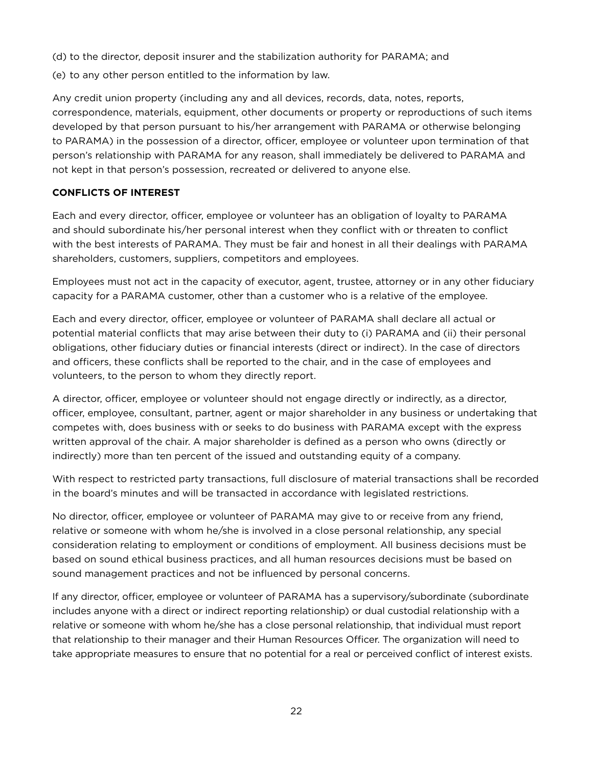(d) to the director, deposit insurer and the stabilization authority for PARAMA; and

(e) to any other person entitled to the information by law.

Any credit union property (including any and all devices, records, data, notes, reports, correspondence, materials, equipment, other documents or property or reproductions of such items developed by that person pursuant to his/her arrangement with PARAMA or otherwise belonging to PARAMA) in the possession of a director, officer, employee or volunteer upon termination of that person's relationship with PARAMA for any reason, shall immediately be delivered to PARAMA and not kept in that person's possession, recreated or delivered to anyone else.

**CONFLICTS OF INTEREST**

Each and every director, officer, employee or volunteer has an obligation of loyalty to PARAMA and should subordinate his/her personal interest when they conflict with or threaten to conflict with the best interests of PARAMA. They must be fair and honest in all their dealings with PARAMA shareholders, customers, suppliers, competitors and employees.

Employees must not act in the capacity of executor, agent, trustee, attorney or in any other fiduciary capacity for a PARAMA customer, other than a customer who is a relative of the employee.

Each and every director, officer, employee or volunteer of PARAMA shall declare all actual or potential material conflicts that may arise between their duty to (i) PARAMA and (ii) their personal obligations, other fiduciary duties or financial interests (direct or indirect). In the case of directors and officers, these conflicts shall be reported to the chair, and in the case of employees and volunteers, to the person to whom they directly report.

A director, officer, employee or volunteer should not engage directly or indirectly, as a director, officer, employee, consultant, partner, agent or major shareholder in any business or undertaking that competes with, does business with or seeks to do business with PARAMA except with the express written approval of the chair. A major shareholder is defined as a person who owns (directly or indirectly) more than ten percent of the issued and outstanding equity of a company.

With respect to restricted party transactions, full disclosure of material transactions shall be recorded in the board's minutes and will be transacted in accordance with legislated restrictions.

No director, officer, employee or volunteer of PARAMA may give to or receive from any friend, relative or someone with whom he/she is involved in a close personal relationship, any special consideration relating to employment or conditions of employment. All business decisions must be based on sound ethical business practices, and all human resources decisions must be based on sound management practices and not be influenced by personal concerns.

If any director, officer, employee or volunteer of PARAMA has a supervisory/subordinate (subordinate includes anyone with a direct or indirect reporting relationship) or dual custodial relationship with a relative or someone with whom he/she has a close personal relationship, that individual must report that relationship to their manager and their Human Resources Officer. The organization will need to take appropriate measures to ensure that no potential for a real or perceived conflict of interest exists.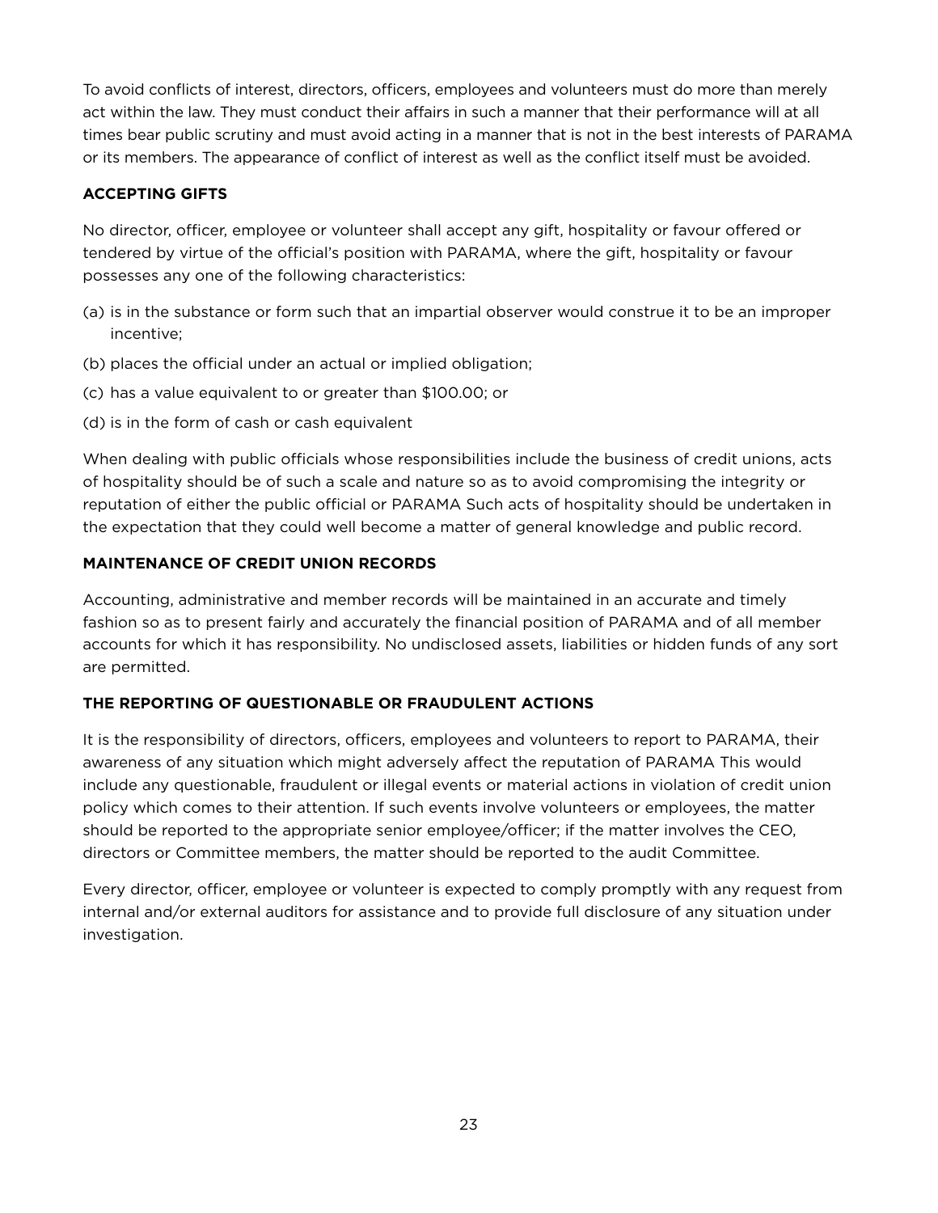To avoid conflicts of interest, directors, officers, employees and volunteers must do more than merely act within the law. They must conduct their affairs in such a manner that their performance will at all times bear public scrutiny and must avoid acting in a manner that is not in the best interests of PARAMA or its members. The appearance of conflict of interest as well as the conflict itself must be avoided.

**ACCEPTING GIFTS**

No director, officer, employee or volunteer shall accept any gift, hospitality or favour offered or tendered by virtue of the official's position with PARAMA, where the gift, hospitality or favour possesses any one of the following characteristics:

(a) is in the substance or form such that an impartial observer would construe it to be an improper incentive;

(b) places the official under an actual or implied obligation;

(c) has a value equivalent to or greater than $100.00; or

(d) is in the form of cash or cash equivalent

When dealing with public officials whose responsibilities include the business of credit unions, acts of hospitality should be of such a scale and nature so as to avoid compromising the integrity or reputation of either the public official or PARAMA Such acts of hospitality should be undertaken in the expectation that they could well become a matter of general knowledge and public record.

**MAINTENANCE OF CREDIT UNION RECORDS**

Accounting, administrative and member records will be maintained in an accurate and timely fashion so as to present fairly and accurately the financial position of PARAMA and of all member accounts for which it has responsibility. No undisclosed assets, liabilities or hidden funds of any sort are permitted.

**THE REPORTING OF QUESTIONABLE OR FRAUDULENT ACTIONS**

It is the responsibility of directors, officers, employees and volunteers to report to PARAMA, their awareness of any situation which might adversely affect the reputation of PARAMA This would include any questionable, fraudulent or illegal events or material actions in violation of credit union policy which comes to their attention. If such events involve volunteers or employees, the matter should be reported to the appropriate senior employee/officer; if the matter involves the CEO, directors or Committee members, the matter should be reported to the audit Committee.

Every director, officer, employee or volunteer is expected to comply promptly with any request from internal and/or external auditors for assistance and to provide full disclosure of any situation under investigation.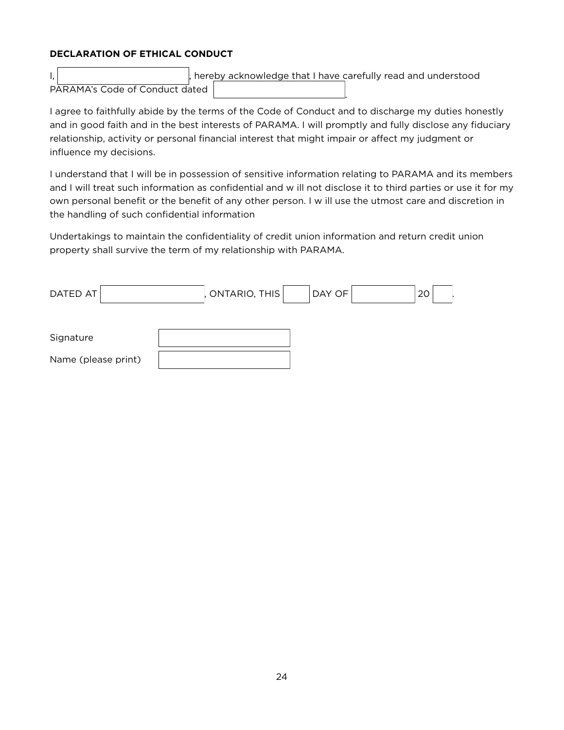**DECLARATION OF ETHICAL CONDUCT**

I, ____________________, hereby acknowledge that I have carefully read and understood PARAMA's Code of Conduct dated ____________________.

I agree to faithfully abide by the terms of the Code of Conduct and to discharge my duties honestly and in good faith and in the best interests of PARAMA. I will promptly and fully disclose any fiduciary relationship, activity or personal financial interest that might impair or affect my judgment or influence my decisions.

I understand that I will be in possession of sensitive information relating to PARAMA and its members and I will treat such information as confidential and w ill not disclose it to third parties or use it for my own personal benefit or the benefit of any other person. I w ill use the utmost care and discretion in the handling of such confidential information

Undertakings to maintain the confidentiality of credit union information and return credit union property shall survive the term of my relationship with PARAMA.

DATED AT ____________________, ONTARIO, THIS ______ DAY OF ______________ 20 ______.

Signature ____________________

Name (please print) ____________________